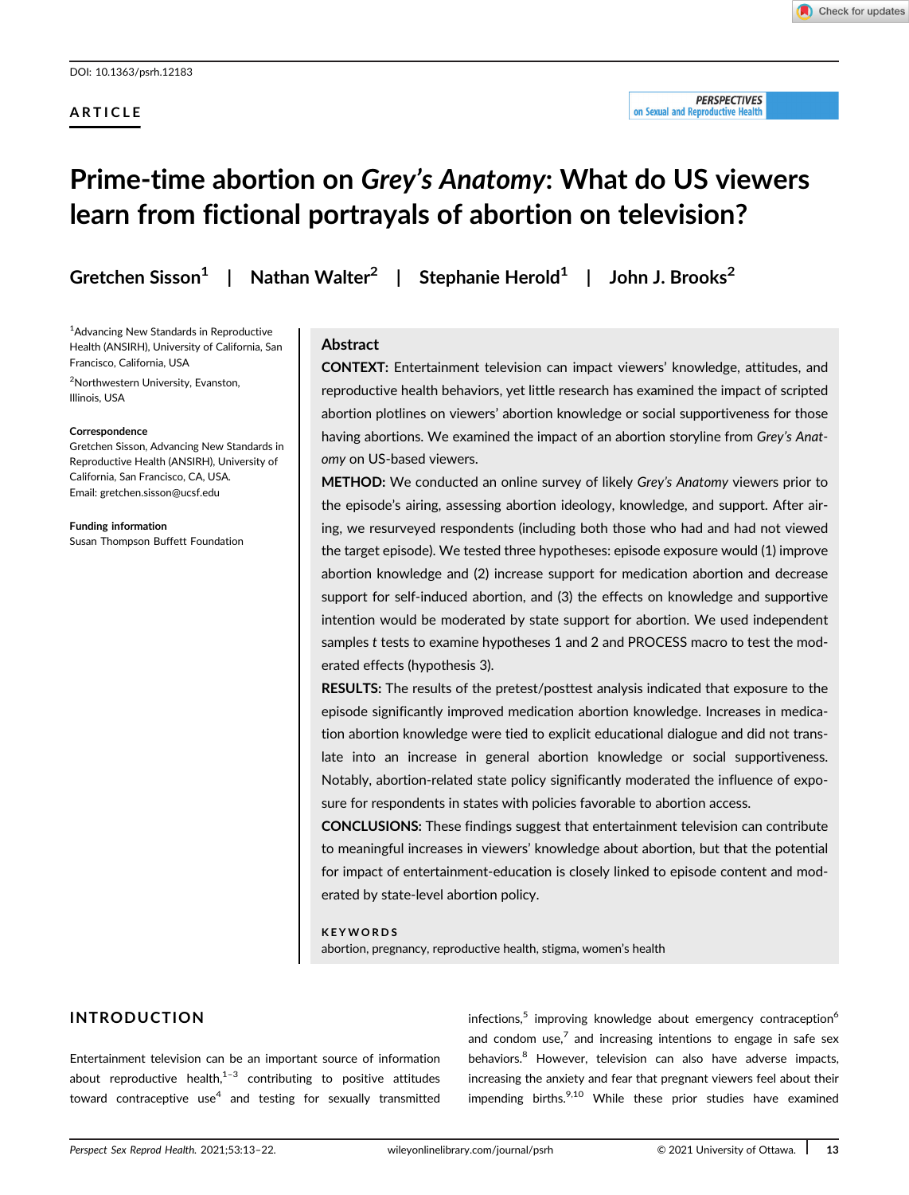DOI: 10.1363/psrh.12183

ARTICLE

# Prime-time abortion on *Grey's Anatomy*: What do US viewers learn from fictional portrayals of abortion on television?

Gretchen Sisson[1] | Nathan Walter[2] | Stephanie Herold[1] | John J. Brooks[2]

[1]Advancing New Standards in Reproductive Health (ANSIRH), University of California, San Francisco, California, USA

[2]Northwestern University, Evanston, Illinois, USA

**Correspondence**
Gretchen Sisson, Advancing New Standards in Reproductive Health (ANSIRH), University of California, San Francisco, CA, USA.
Email: gretchen.sisson@ucsf.edu

**Funding information**
Susan Thompson Buffett Foundation

## Abstract

**CONTEXT:** Entertainment television can impact viewers' knowledge, attitudes, and reproductive health behaviors, yet little research has examined the impact of scripted abortion plotlines on viewers' abortion knowledge or social supportiveness for those having abortions. We examined the impact of an abortion storyline from *Grey's Anatomy* on US-based viewers.

**METHOD:** We conducted an online survey of likely *Grey's Anatomy* viewers prior to the episode's airing, assessing abortion ideology, knowledge, and support. After airing, we resurveyed respondents (including both those who had and had not viewed the target episode). We tested three hypotheses: episode exposure would (1) improve abortion knowledge and (2) increase support for medication abortion and decrease support for self-induced abortion, and (3) the effects on knowledge and supportive intention would be moderated by state support for abortion. We used independent samples *t* tests to examine hypotheses 1 and 2 and PROCESS macro to test the moderated effects (hypothesis 3).

**RESULTS:** The results of the pretest/posttest analysis indicated that exposure to the episode significantly improved medication abortion knowledge. Increases in medication abortion knowledge were tied to explicit educational dialogue and did not translate into an increase in general abortion knowledge or social supportiveness. Notably, abortion-related state policy significantly moderated the influence of exposure for respondents in states with policies favorable to abortion access.

**CONCLUSIONS:** These findings suggest that entertainment television can contribute to meaningful increases in viewers' knowledge about abortion, but that the potential for impact of entertainment-education is closely linked to episode content and moderated by state-level abortion policy.

**KEYWORDS**
abortion, pregnancy, reproductive health, stigma, women's health

## INTRODUCTION

Entertainment television can be an important source of information about reproductive health,[1–3] contributing to positive attitudes toward contraceptive use[4] and testing for sexually transmitted infections,[5] improving knowledge about emergency contraception[6] and condom use,[7] and increasing intentions to engage in safe sex behaviors.[8] However, television can also have adverse impacts, increasing the anxiety and fear that pregnant viewers feel about their impending births.[9,10] While these prior studies have examined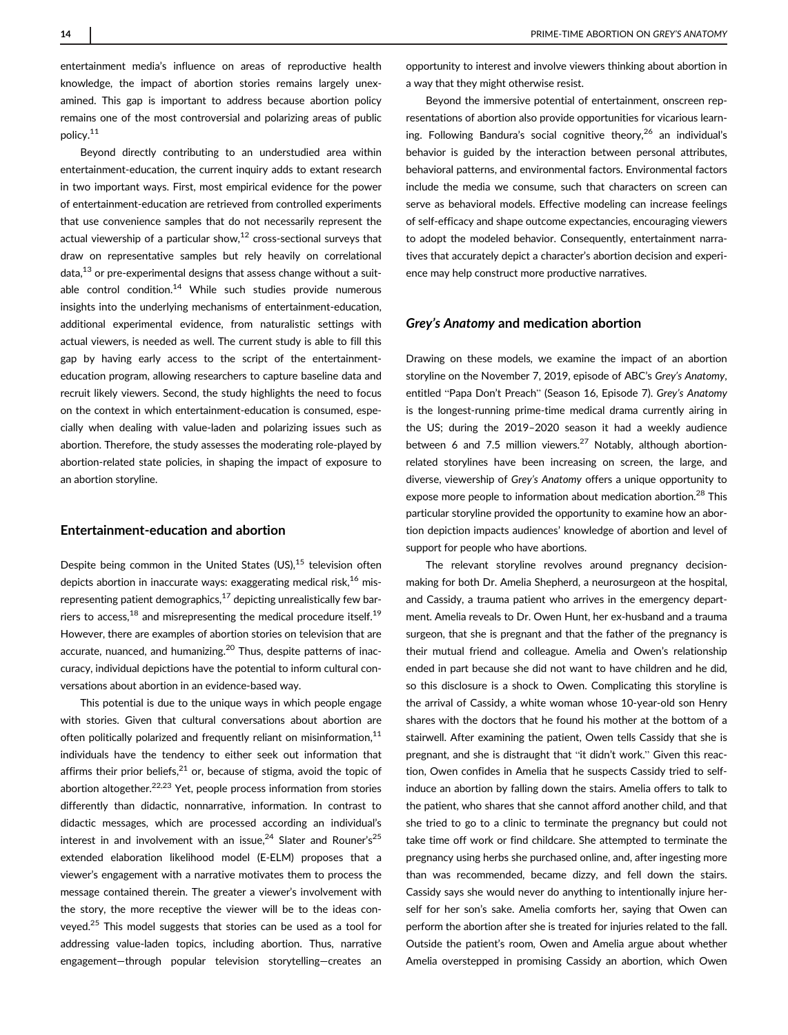entertainment media's influence on areas of reproductive health knowledge, the impact of abortion stories remains largely unexamined. This gap is important to address because abortion policy remains one of the most controversial and polarizing areas of public policy.[11]

Beyond directly contributing to an understudied area within entertainment-education, the current inquiry adds to extant research in two important ways. First, most empirical evidence for the power of entertainment-education are retrieved from controlled experiments that use convenience samples that do not necessarily represent the actual viewership of a particular show,[12] cross-sectional surveys that draw on representative samples but rely heavily on correlational data,[13] or pre-experimental designs that assess change without a suitable control condition.[14] While such studies provide numerous insights into the underlying mechanisms of entertainment-education, additional experimental evidence, from naturalistic settings with actual viewers, is needed as well. The current study is able to fill this gap by having early access to the script of the entertainment-education program, allowing researchers to capture baseline data and recruit likely viewers. Second, the study highlights the need to focus on the context in which entertainment-education is consumed, especially when dealing with value-laden and polarizing issues such as abortion. Therefore, the study assesses the moderating role-played by abortion-related state policies, in shaping the impact of exposure to an abortion storyline.

## Entertainment-education and abortion

Despite being common in the United States (US),[15] television often depicts abortion in inaccurate ways: exaggerating medical risk,[16] misrepresenting patient demographics,[17] depicting unrealistically few barriers to access,[18] and misrepresenting the medical procedure itself.[19] However, there are examples of abortion stories on television that are accurate, nuanced, and humanizing.[20] Thus, despite patterns of inaccuracy, individual depictions have the potential to inform cultural conversations about abortion in an evidence-based way.

This potential is due to the unique ways in which people engage with stories. Given that cultural conversations about abortion are often politically polarized and frequently reliant on misinformation,[11] individuals have the tendency to either seek out information that affirms their prior beliefs,[21] or, because of stigma, avoid the topic of abortion altogether.[22,23] Yet, people process information from stories differently than didactic, nonnarrative, information. In contrast to didactic messages, which are processed according an individual's interest in and involvement with an issue,[24] Slater and Rouner's[25] extended elaboration likelihood model (E-ELM) proposes that a viewer's engagement with a narrative motivates them to process the message contained therein. The greater a viewer's involvement with the story, the more receptive the viewer will be to the ideas conveyed.[25] This model suggests that stories can be used as a tool for addressing value-laden topics, including abortion. Thus, narrative engagement—through popular television storytelling—creates an opportunity to interest and involve viewers thinking about abortion in a way that they might otherwise resist.

Beyond the immersive potential of entertainment, onscreen representations of abortion also provide opportunities for vicarious learning. Following Bandura's social cognitive theory,[26] an individual's behavior is guided by the interaction between personal attributes, behavioral patterns, and environmental factors. Environmental factors include the media we consume, such that characters on screen can serve as behavioral models. Effective modeling can increase feelings of self-efficacy and shape outcome expectancies, encouraging viewers to adopt the modeled behavior. Consequently, entertainment narratives that accurately depict a character's abortion decision and experience may help construct more productive narratives.

## *Grey's Anatomy* and medication abortion

Drawing on these models, we examine the impact of an abortion storyline on the November 7, 2019, episode of ABC's *Grey's Anatomy*, entitled "Papa Don't Preach" (Season 16, Episode 7). *Grey's Anatomy* is the longest-running prime-time medical drama currently airing in the US; during the 2019–2020 season it had a weekly audience between 6 and 7.5 million viewers.[27] Notably, although abortion-related storylines have been increasing on screen, the large, and diverse, viewership of *Grey's Anatomy* offers a unique opportunity to expose more people to information about medication abortion.[28] This particular storyline provided the opportunity to examine how an abortion depiction impacts audiences' knowledge of abortion and level of support for people who have abortions.

The relevant storyline revolves around pregnancy decision-making for both Dr. Amelia Shepherd, a neurosurgeon at the hospital, and Cassidy, a trauma patient who arrives in the emergency department. Amelia reveals to Dr. Owen Hunt, her ex-husband and a trauma surgeon, that she is pregnant and that the father of the pregnancy is their mutual friend and colleague. Amelia and Owen's relationship ended in part because she did not want to have children and he did, so this disclosure is a shock to Owen. Complicating this storyline is the arrival of Cassidy, a white woman whose 10-year-old son Henry shares with the doctors that he found his mother at the bottom of a stairwell. After examining the patient, Owen tells Cassidy that she is pregnant, and she is distraught that "it didn't work." Given this reaction, Owen confides in Amelia that he suspects Cassidy tried to self-induce an abortion by falling down the stairs. Amelia offers to talk to the patient, who shares that she cannot afford another child, and that she tried to go to a clinic to terminate the pregnancy but could not take time off work or find childcare. She attempted to terminate the pregnancy using herbs she purchased online, and, after ingesting more than was recommended, became dizzy, and fell down the stairs. Cassidy says she would never do anything to intentionally injure herself for her son's sake. Amelia comforts her, saying that Owen can perform the abortion after she is treated for injuries related to the fall. Outside the patient's room, Owen and Amelia argue about whether Amelia overstepped in promising Cassidy an abortion, which Owen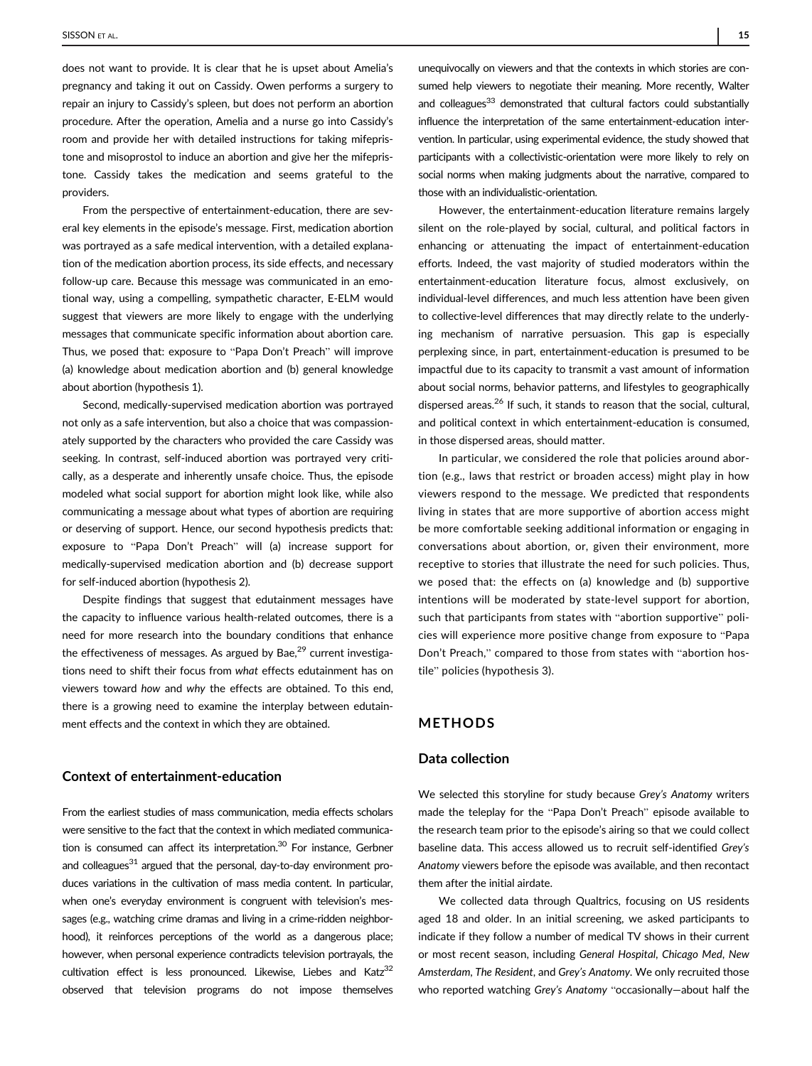does not want to provide. It is clear that he is upset about Amelia's pregnancy and taking it out on Cassidy. Owen performs a surgery to repair an injury to Cassidy's spleen, but does not perform an abortion procedure. After the operation, Amelia and a nurse go into Cassidy's room and provide her with detailed instructions for taking mifepristone and misoprostol to induce an abortion and give her the mifepristone. Cassidy takes the medication and seems grateful to the providers.

From the perspective of entertainment-education, there are several key elements in the episode's message. First, medication abortion was portrayed as a safe medical intervention, with a detailed explanation of the medication abortion process, its side effects, and necessary follow-up care. Because this message was communicated in an emotional way, using a compelling, sympathetic character, E-ELM would suggest that viewers are more likely to engage with the underlying messages that communicate specific information about abortion care. Thus, we posed that: exposure to "Papa Don't Preach" will improve (a) knowledge about medication abortion and (b) general knowledge about abortion (hypothesis 1).

Second, medically-supervised medication abortion was portrayed not only as a safe intervention, but also a choice that was compassionately supported by the characters who provided the care Cassidy was seeking. In contrast, self-induced abortion was portrayed very critically, as a desperate and inherently unsafe choice. Thus, the episode modeled what social support for abortion might look like, while also communicating a message about what types of abortion are requiring or deserving of support. Hence, our second hypothesis predicts that: exposure to "Papa Don't Preach" will (a) increase support for medically-supervised medication abortion and (b) decrease support for self-induced abortion (hypothesis 2).

Despite findings that suggest that edutainment messages have the capacity to influence various health-related outcomes, there is a need for more research into the boundary conditions that enhance the effectiveness of messages. As argued by Bae,[29] current investigations need to shift their focus from *what* effects edutainment has on viewers toward *how* and *why* the effects are obtained. To this end, there is a growing need to examine the interplay between edutainment effects and the context in which they are obtained.

### Context of entertainment-education

From the earliest studies of mass communication, media effects scholars were sensitive to the fact that the context in which mediated communication is consumed can affect its interpretation.[30] For instance, Gerbner and colleagues[31] argued that the personal, day-to-day environment produces variations in the cultivation of mass media content. In particular, when one's everyday environment is congruent with television's messages (e.g., watching crime dramas and living in a crime-ridden neighborhood), it reinforces perceptions of the world as a dangerous place; however, when personal experience contradicts television portrayals, the cultivation effect is less pronounced. Likewise, Liebes and Katz[32] observed that television programs do not impose themselves unequivocally on viewers and that the contexts in which stories are consumed help viewers to negotiate their meaning. More recently, Walter and colleagues[33] demonstrated that cultural factors could substantially influence the interpretation of the same entertainment-education intervention. In particular, using experimental evidence, the study showed that participants with a collectivistic-orientation were more likely to rely on social norms when making judgments about the narrative, compared to those with an individualistic-orientation.

However, the entertainment-education literature remains largely silent on the role-played by social, cultural, and political factors in enhancing or attenuating the impact of entertainment-education efforts. Indeed, the vast majority of studied moderators within the entertainment-education literature focus, almost exclusively, on individual-level differences, and much less attention have been given to collective-level differences that may directly relate to the underlying mechanism of narrative persuasion. This gap is especially perplexing since, in part, entertainment-education is presumed to be impactful due to its capacity to transmit a vast amount of information about social norms, behavior patterns, and lifestyles to geographically dispersed areas.[26] If such, it stands to reason that the social, cultural, and political context in which entertainment-education is consumed, in those dispersed areas, should matter.

In particular, we considered the role that policies around abortion (e.g., laws that restrict or broaden access) might play in how viewers respond to the message. We predicted that respondents living in states that are more supportive of abortion access might be more comfortable seeking additional information or engaging in conversations about abortion, or, given their environment, more receptive to stories that illustrate the need for such policies. Thus, we posed that: the effects on (a) knowledge and (b) supportive intentions will be moderated by state-level support for abortion, such that participants from states with "abortion supportive" policies will experience more positive change from exposure to "Papa Don't Preach," compared to those from states with "abortion hostile" policies (hypothesis 3).

## METHODS

### Data collection

We selected this storyline for study because *Grey's Anatomy* writers made the teleplay for the "Papa Don't Preach" episode available to the research team prior to the episode's airing so that we could collect baseline data. This access allowed us to recruit self-identified *Grey's Anatomy* viewers before the episode was available, and then recontact them after the initial airdate.

We collected data through Qualtrics, focusing on US residents aged 18 and older. In an initial screening, we asked participants to indicate if they follow a number of medical TV shows in their current or most recent season, including *General Hospital*, *Chicago Med*, *New Amsterdam*, *The Resident*, and *Grey's Anatomy*. We only recruited those who reported watching *Grey's Anatomy* "occasionally—about half the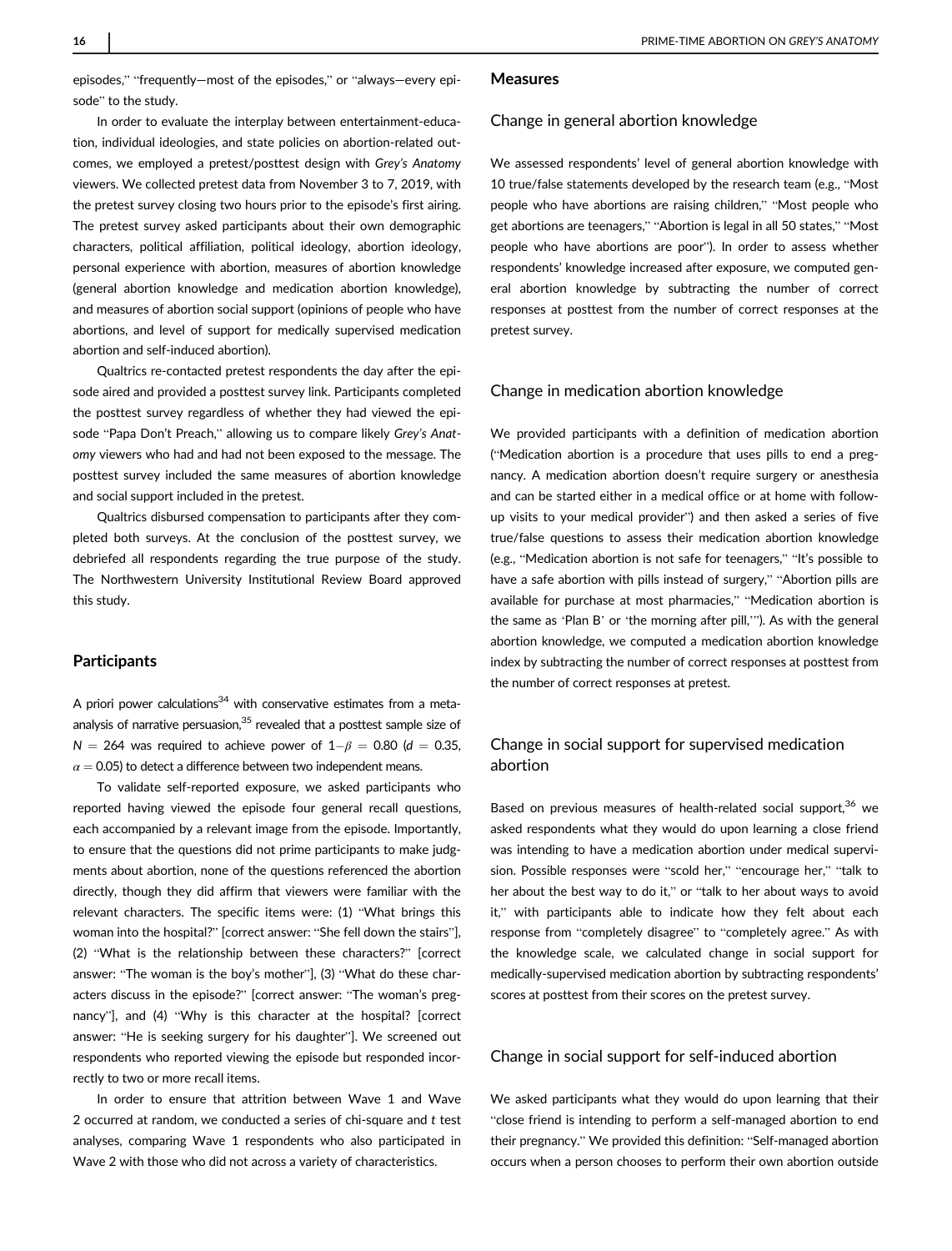episodes," "frequently—most of the episodes," or "always—every episode" to the study.

In order to evaluate the interplay between entertainment-education, individual ideologies, and state policies on abortion-related outcomes, we employed a pretest/posttest design with *Grey's Anatomy* viewers. We collected pretest data from November 3 to 7, 2019, with the pretest survey closing two hours prior to the episode's first airing. The pretest survey asked participants about their own demographic characters, political affiliation, political ideology, abortion ideology, personal experience with abortion, measures of abortion knowledge (general abortion knowledge and medication abortion knowledge), and measures of abortion social support (opinions of people who have abortions, and level of support for medically supervised medication abortion and self-induced abortion).

Qualtrics re-contacted pretest respondents the day after the episode aired and provided a posttest survey link. Participants completed the posttest survey regardless of whether they had viewed the episode "Papa Don't Preach," allowing us to compare likely *Grey's Anatomy* viewers who had and had not been exposed to the message. The posttest survey included the same measures of abortion knowledge and social support included in the pretest.

Qualtrics disbursed compensation to participants after they completed both surveys. At the conclusion of the posttest survey, we debriefed all respondents regarding the true purpose of the study. The Northwestern University Institutional Review Board approved this study.

## Participants

A priori power calculations[34] with conservative estimates from a meta-analysis of narrative persuasion,[35] revealed that a posttest sample size of $N = 264$ was required to achieve power of $1 - \beta = 0.80$ ($d = 0.35$, $\alpha = 0.05$) to detect a difference between two independent means.

To validate self-reported exposure, we asked participants who reported having viewed the episode four general recall questions, each accompanied by a relevant image from the episode. Importantly, to ensure that the questions did not prime participants to make judgments about abortion, none of the questions referenced the abortion directly, though they did affirm that viewers were familiar with the relevant characters. The specific items were: (1) "What brings this woman into the hospital?" [correct answer: "She fell down the stairs"], (2) "What is the relationship between these characters?" [correct answer: "The woman is the boy's mother"], (3) "What do these characters discuss in the episode?" [correct answer: "The woman's pregnancy"], and (4) "Why is this character at the hospital? [correct answer: "He is seeking surgery for his daughter"]. We screened out respondents who reported viewing the episode but responded incorrectly to two or more recall items.

In order to ensure that attrition between Wave 1 and Wave 2 occurred at random, we conducted a series of chi-square and *t* test analyses, comparing Wave 1 respondents who also participated in Wave 2 with those who did not across a variety of characteristics.

## Measures

### Change in general abortion knowledge

We assessed respondents' level of general abortion knowledge with 10 true/false statements developed by the research team (e.g., "Most people who have abortions are raising children," "Most people who get abortions are teenagers," "Abortion is legal in all 50 states," "Most people who have abortions are poor"). In order to assess whether respondents' knowledge increased after exposure, we computed general abortion knowledge by subtracting the number of correct responses at posttest from the number of correct responses at the pretest survey.

### Change in medication abortion knowledge

We provided participants with a definition of medication abortion ("Medication abortion is a procedure that uses pills to end a pregnancy. A medication abortion doesn't require surgery or anesthesia and can be started either in a medical office or at home with follow-up visits to your medical provider") and then asked a series of five true/false questions to assess their medication abortion knowledge (e.g., "Medication abortion is not safe for teenagers," "It's possible to have a safe abortion with pills instead of surgery," "Abortion pills are available for purchase at most pharmacies," "Medication abortion is the same as 'Plan B' or 'the morning after pill,'"). As with the general abortion knowledge, we computed a medication abortion knowledge index by subtracting the number of correct responses at posttest from the number of correct responses at pretest.

### Change in social support for supervised medication abortion

Based on previous measures of health-related social support,[36] we asked respondents what they would do upon learning a close friend was intending to have a medication abortion under medical supervision. Possible responses were "scold her," "encourage her," "talk to her about the best way to do it," or "talk to her about ways to avoid it," with participants able to indicate how they felt about each response from "completely disagree" to "completely agree." As with the knowledge scale, we calculated change in social support for medically-supervised medication abortion by subtracting respondents' scores at posttest from their scores on the pretest survey.

### Change in social support for self-induced abortion

We asked participants what they would do upon learning that their "close friend is intending to perform a self-managed abortion to end their pregnancy." We provided this definition: "Self-managed abortion occurs when a person chooses to perform their own abortion outside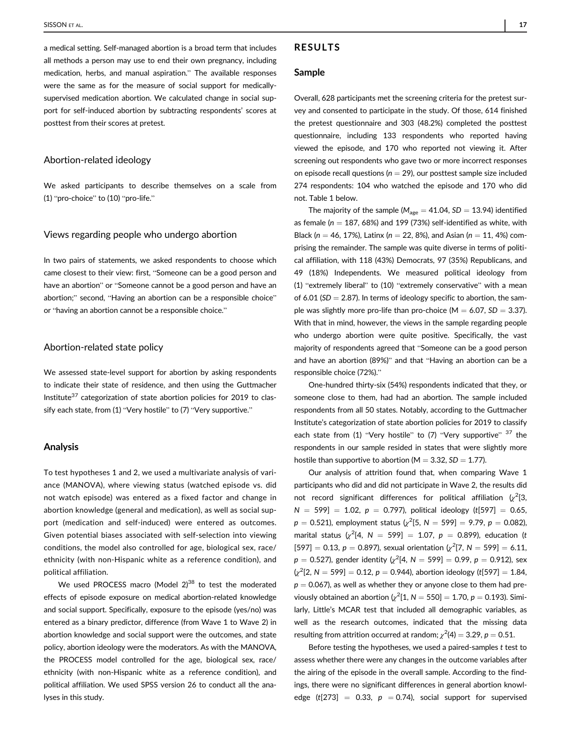a medical setting. Self-managed abortion is a broad term that includes all methods a person may use to end their own pregnancy, including medication, herbs, and manual aspiration." The available responses were the same as for the measure of social support for medically-supervised medication abortion. We calculated change in social support for self-induced abortion by subtracting respondents' scores at posttest from their scores at pretest.

### Abortion-related ideology

We asked participants to describe themselves on a scale from (1) "pro-choice" to (10) "pro-life."

### Views regarding people who undergo abortion

In two pairs of statements, we asked respondents to choose which came closest to their view: first, "Someone can be a good person and have an abortion" or "Someone cannot be a good person and have an abortion;" second, "Having an abortion can be a responsible choice" or "having an abortion cannot be a responsible choice."

### Abortion-related state policy

We assessed state-level support for abortion by asking respondents to indicate their state of residence, and then using the Guttmacher Institute[37] categorization of state abortion policies for 2019 to classify each state, from (1) "Very hostile" to (7) "Very supportive."

## Analysis

To test hypotheses 1 and 2, we used a multivariate analysis of variance (MANOVA), where viewing status (watched episode vs. did not watch episode) was entered as a fixed factor and change in abortion knowledge (general and medication), as well as social support (medication and self-induced) were entered as outcomes. Given potential biases associated with self-selection into viewing conditions, the model also controlled for age, biological sex, race/ethnicity (with non-Hispanic white as a reference condition), and political affiliation.

We used PROCESS macro (Model 2)[38] to test the moderated effects of episode exposure on medical abortion-related knowledge and social support. Specifically, exposure to the episode (yes/no) was entered as a binary predictor, difference (from Wave 1 to Wave 2) in abortion knowledge and social support were the outcomes, and state policy, abortion ideology were the moderators. As with the MANOVA, the PROCESS model controlled for the age, biological sex, race/ethnicity (with non-Hispanic white as a reference condition), and political affiliation. We used SPSS version 26 to conduct all the analyses in this study.

# RESULTS

## Sample

Overall, 628 participants met the screening criteria for the pretest survey and consented to participate in the study. Of those, 614 finished the pretest questionnaire and 303 (48.2%) completed the posttest questionnaire, including 133 respondents who reported having viewed the episode, and 170 who reported not viewing it. After screening out respondents who gave two or more incorrect responses on episode recall questions ($n = 29$), our posttest sample size included 274 respondents: 104 who watched the episode and 170 who did not. Table 1 below.

The majority of the sample ($M_{age} = 41.04$, $SD = 13.94$) identified as female ($n = 187$, 68%) and 199 (73%) self-identified as white, with Black ($n = 46$, 17%), Latinx ($n = 22$, 8%), and Asian ($n = 11$, 4%) comprising the remainder. The sample was quite diverse in terms of political affiliation, with 118 (43%) Democrats, 97 (35%) Republicans, and 49 (18%) Independents. We measured political ideology from (1) "extremely liberal" to (10) "extremely conservative" with a mean of 6.01 ($SD = 2.87$). In terms of ideology specific to abortion, the sample was slightly more pro-life than pro-choice ($M = 6.07$, $SD = 3.37$). With that in mind, however, the views in the sample regarding people who undergo abortion were quite positive. Specifically, the vast majority of respondents agreed that "Someone can be a good person and have an abortion (89%)" and that "Having an abortion can be a responsible choice (72%)."

One-hundred thirty-six (54%) respondents indicated that they, or someone close to them, had had an abortion. The sample included respondents from all 50 states. Notably, according to the Guttmacher Institute's categorization of state abortion policies for 2019 to classify each state from (1) "Very hostile" to (7) "Very supportive" [37] the respondents in our sample resided in states that were slightly more hostile than supportive to abortion ($M = 3.32$, $SD = 1.77$).

Our analysis of attrition found that, when comparing Wave 1 participants who did and did not participate in Wave 2, the results did not record significant differences for political affiliation ($\chi^2[3, N = 599] = 1.02$, $p = 0.797$), political ideology ($t[597] = 0.65$, $p = 0.521$), employment status ($\chi^2[5, N = 599] = 9.79$, $p = 0.082$), marital status ($\chi^2[4, N = 599] = 1.07$, $p = 0.899$), education ($t[597] = 0.13$, $p = 0.897$), sexual orientation ($\chi^2[7, N = 599] = 6.11$, $p = 0.527$), gender identity ($\chi^2[4, N = 599] = 0.99$, $p = 0.912$), sex ($\chi^2[2, N = 599] = 0.12$, $p = 0.944$), abortion ideology ($t[597] = 1.84$, $p = 0.067$), as well as whether they or anyone close to them had previously obtained an abortion ($\chi^2[1, N = 550] = 1.70$, $p = 0.193$). Similarly, Little's MCAR test that included all demographic variables, as well as the research outcomes, indicated that the missing data resulting from attrition occurred at random; $\chi^2(4) = 3.29$, $p = 0.51$.

Before testing the hypotheses, we used a paired-samples $t$ test to assess whether there were any changes in the outcome variables after the airing of the episode in the overall sample. According to the findings, there were no significant differences in general abortion knowledge ($t[273] = 0.33$, $p = 0.74$), social support for supervised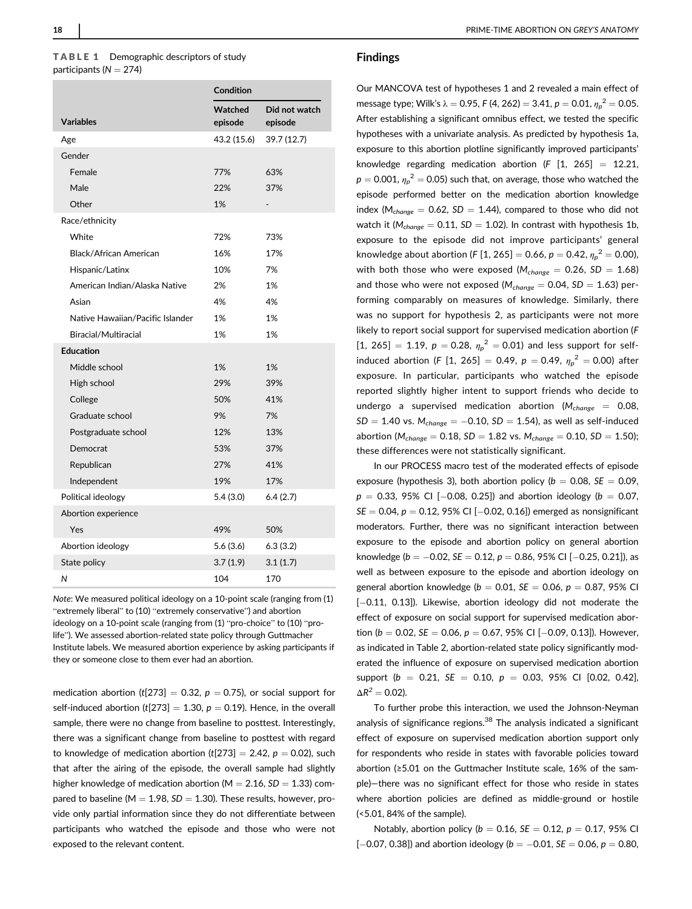**TABLE 1** Demographic descriptors of study participants ($N = 274$)

| Variables | Condition | |
|---|---|---|
| | Watched episode | Did not watch episode |
| Age | 43.2 (15.6) | 39.7 (12.7) |
| Gender | | |
| Female | 77% | 63% |
| Male | 22% | 37% |
| Other | 1% | - |
| Race/ethnicity | | |
| White | 72% | 73% |
| Black/African American | 16% | 17% |
| Hispanic/Latinx | 10% | 7% |
| American Indian/Alaska Native | 2% | 1% |
| Asian | 4% | 4% |
| Native Hawaiian/Pacific Islander | 1% | 1% |
| Biracial/Multiracial | 1% | 1% |
| **Education** | | |
| Middle school | 1% | 1% |
| High school | 29% | 39% |
| College | 50% | 41% |
| Graduate school | 9% | 7% |
| Postgraduate school | 12% | 13% |
| Democrat | 53% | 37% |
| Republican | 27% | 41% |
| Independent | 19% | 17% |
| Political ideology | 5.4 (3.0) | 6.4 (2.7) |
| Abortion experience | | |
| Yes | 49% | 50% |
| Abortion ideology | 5.6 (3.6) | 6.3 (3.2) |
| State policy | 3.7 (1.9) | 3.1 (1.7) |
| *N* | 104 | 170 |

*Note*: We measured political ideology on a 10-point scale (ranging from (1) "extremely liberal" to (10) "extremely conservative") and abortion ideology on a 10-point scale (ranging from (1) "pro-choice" to (10) "pro-life"). We assessed abortion-related state policy through Guttmacher Institute labels. We measured abortion experience by asking participants if they or someone close to them ever had an abortion.

medication abortion ($t[273] = 0.32$, $p = 0.75$), or social support for self-induced abortion ($t[273] = 1.30$, $p = 0.19$). Hence, in the overall sample, there were no change from baseline to posttest. Interestingly, there was a significant change from baseline to posttest with regard to knowledge of medication abortion ($t[273] = 2.42$, $p = 0.02$), such that after the airing of the episode, the overall sample had slightly higher knowledge of medication abortion ($M = 2.16$, $SD = 1.33$) compared to baseline ($M = 1.98$, $SD = 1.30$). These results, however, provide only partial information since they do not differentiate between participants who watched the episode and those who were not exposed to the relevant content.

## Findings

Our MANCOVA test of hypotheses 1 and 2 revealed a main effect of message type; Wilk's $\lambda = 0.95$, $F$ (4, 262) $= 3.41$, $p = 0.01$, $\eta_p^2 = 0.05$. After establishing a significant omnibus effect, we tested the specific hypotheses with a univariate analysis. As predicted by hypothesis 1a, exposure to this abortion plotline significantly improved participants' knowledge regarding medication abortion ($F$ [1, 265] $= 12.21$, $p = 0.001$, $\eta_p^2 = 0.05$) such that, on average, those who watched the episode performed better on the medication abortion knowledge index ($M_{change} = 0.62$, $SD = 1.44$), compared to those who did not watch it ($M_{change} = 0.11$, $SD = 1.02$). In contrast with hypothesis 1b, exposure to the episode did not improve participants' general knowledge about abortion ($F$ [1, 265] $= 0.66$, $p = 0.42$, $\eta_p^2 = 0.00$), with both those who were exposed ($M_{change} = 0.26$, $SD = 1.68$) and those who were not exposed ($M_{change} = 0.04$, $SD = 1.63$) performing comparably on measures of knowledge. Similarly, there was no support for hypothesis 2, as participants were not more likely to report social support for supervised medication abortion ($F$ [1, 265] $= 1.19$, $p = 0.28$, $\eta_p^2 = 0.01$) and less support for self-induced abortion ($F$ [1, 265] $= 0.49$, $p = 0.49$, $\eta_p^2 = 0.00$) after exposure. In particular, participants who watched the episode reported slightly higher intent to support friends who decide to undergo a supervised medication abortion ($M_{change} = 0.08$, $SD = 1.40$ vs. $M_{change} = -0.10$, $SD = 1.54$), as well as self-induced abortion ($M_{change} = 0.18$, $SD = 1.82$ vs. $M_{change} = 0.10$, $SD = 1.50$); these differences were not statistically significant.

In our PROCESS macro test of the moderated effects of episode exposure (hypothesis 3), both abortion policy ($b = 0.08$, $SE = 0.09$, $p = 0.33$, 95% CI [−0.08, 0.25]) and abortion ideology ($b = 0.07$, $SE = 0.04$, $p = 0.12$, 95% CI [−0.02, 0.16]) emerged as nonsignificant moderators. Further, there was no significant interaction between exposure to the episode and abortion policy on general abortion knowledge ($b = -0.02$, $SE = 0.12$, $p = 0.86$, 95% CI [−0.25, 0.21]), as well as between exposure to the episode and abortion ideology on general abortion knowledge ($b = 0.01$, $SE = 0.06$, $p = 0.87$, 95% CI [−0.11, 0.13]). Likewise, abortion ideology did not moderate the effect of exposure on social support for supervised medication abortion ($b = 0.02$, $SE = 0.06$, $p = 0.67$, 95% CI [−0.09, 0.13]). However, as indicated in Table 2, abortion-related state policy significantly moderated the influence of exposure on supervised medication abortion support ($b = 0.21$, $SE = 0.10$, $p = 0.03$, 95% CI [0.02, 0.42], $\Delta R^2 = 0.02$).

To further probe this interaction, we used the Johnson-Neyman analysis of significance regions.[38] The analysis indicated a significant effect of exposure on supervised medication abortion support only for respondents who reside in states with favorable policies toward abortion (≥5.01 on the Guttmacher Institute scale, 16% of the sample)—there was no significant effect for those who reside in states where abortion policies are defined as middle-ground or hostile (<5.01, 84% of the sample).

Notably, abortion policy ($b = 0.16$, $SE = 0.12$, $p = 0.17$, 95% CI [−0.07, 0.38]) and abortion ideology ($b = -0.01$, $SE = 0.06$, $p = 0.80$,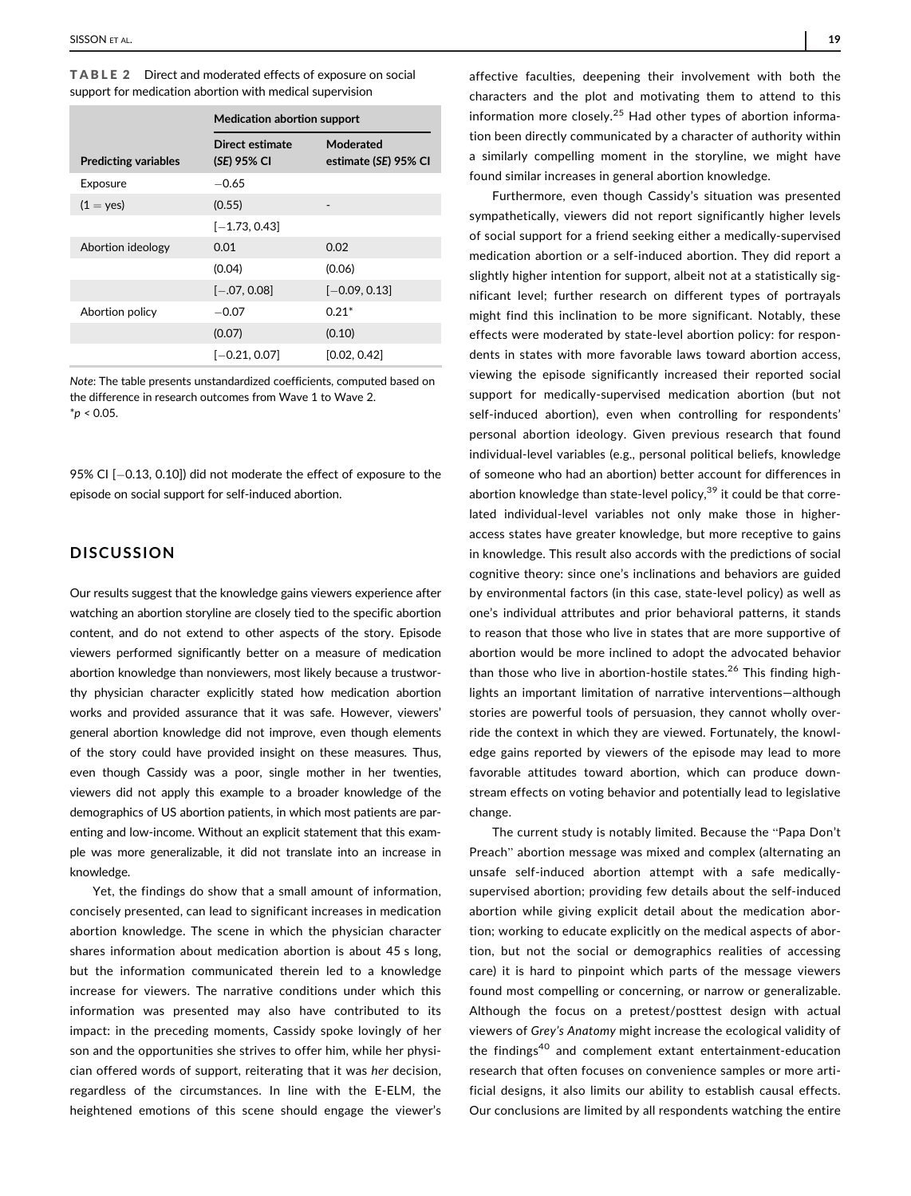**TABLE 2** Direct and moderated effects of exposure on social support for medication abortion with medical supervision

| | Medication abortion support | |
|---|---|---|
| Predicting variables | Direct estimate (*SE*) 95% CI | Moderated estimate (*SE*) 95% CI |
| Exposure | −0.65 | |
| (1 = yes) | (0.55) | - |
| | [−1.73, 0.43] | |
| Abortion ideology | 0.01 | 0.02 |
| | (0.04) | (0.06) |
| | [−.07, 0.08] | [−0.09, 0.13] |
| Abortion policy | −0.07 | 0.21* |
| | (0.07) | (0.10) |
| | [−0.21, 0.07] | [0.02, 0.42] |

*Note*: The table presents unstandardized coefficients, computed based on the difference in research outcomes from Wave 1 to Wave 2.
*$p < 0.05$.

95% CI [−0.13, 0.10]) did not moderate the effect of exposure to the episode on social support for self-induced abortion.

## DISCUSSION

Our results suggest that the knowledge gains viewers experience after watching an abortion storyline are closely tied to the specific abortion content, and do not extend to other aspects of the story. Episode viewers performed significantly better on a measure of medication abortion knowledge than nonviewers, most likely because a trustworthy physician character explicitly stated how medication abortion works and provided assurance that it was safe. However, viewers' general abortion knowledge did not improve, even though elements of the story could have provided insight on these measures. Thus, even though Cassidy was a poor, single mother in her twenties, viewers did not apply this example to a broader knowledge of the demographics of US abortion patients, in which most patients are parenting and low-income. Without an explicit statement that this example was more generalizable, it did not translate into an increase in knowledge.

Yet, the findings do show that a small amount of information, concisely presented, can lead to significant increases in medication abortion knowledge. The scene in which the physician character shares information about medication abortion is about 45 s long, but the information communicated therein led to a knowledge increase for viewers. The narrative conditions under which this information was presented may also have contributed to its impact: in the preceding moments, Cassidy spoke lovingly of her son and the opportunities she strives to offer him, while her physician offered words of support, reiterating that it was *her* decision, regardless of the circumstances. In line with the E-ELM, the heightened emotions of this scene should engage the viewer's affective faculties, deepening their involvement with both the characters and the plot and motivating them to attend to this information more closely.[25] Had other types of abortion information been directly communicated by a character of authority within a similarly compelling moment in the storyline, we might have found similar increases in general abortion knowledge.

Furthermore, even though Cassidy's situation was presented sympathetically, viewers did not report significantly higher levels of social support for a friend seeking either a medically-supervised medication abortion or a self-induced abortion. They did report a slightly higher intention for support, albeit not at a statistically significant level; further research on different types of portrayals might find this inclination to be more significant. Notably, these effects were moderated by state-level abortion policy: for respondents in states with more favorable laws toward abortion access, viewing the episode significantly increased their reported social support for medically-supervised medication abortion (but not self-induced abortion), even when controlling for respondents' personal abortion ideology. Given previous research that found individual-level variables (e.g., personal political beliefs, knowledge of someone who had an abortion) better account for differences in abortion knowledge than state-level policy,[39] it could be that correlated individual-level variables not only make those in higher-access states have greater knowledge, but more receptive to gains in knowledge. This result also accords with the predictions of social cognitive theory: since one's inclinations and behaviors are guided by environmental factors (in this case, state-level policy) as well as one's individual attributes and prior behavioral patterns, it stands to reason that those who live in states that are more supportive of abortion would be more inclined to adopt the advocated behavior than those who live in abortion-hostile states.[26] This finding highlights an important limitation of narrative interventions—although stories are powerful tools of persuasion, they cannot wholly override the context in which they are viewed. Fortunately, the knowledge gains reported by viewers of the episode may lead to more favorable attitudes toward abortion, which can produce downstream effects on voting behavior and potentially lead to legislative change.

The current study is notably limited. Because the "Papa Don't Preach" abortion message was mixed and complex (alternating an unsafe self-induced abortion attempt with a safe medically-supervised abortion; providing few details about the self-induced abortion while giving explicit detail about the medication abortion; working to educate explicitly on the medical aspects of abortion, but not the social or demographics realities of accessing care) it is hard to pinpoint which parts of the message viewers found most compelling or concerning, or narrow or generalizable. Although the focus on a pretest/posttest design with actual viewers of *Grey's Anatomy* might increase the ecological validity of the findings[40] and complement extant entertainment-education research that often focuses on convenience samples or more artificial designs, it also limits our ability to establish causal effects. Our conclusions are limited by all respondents watching the entire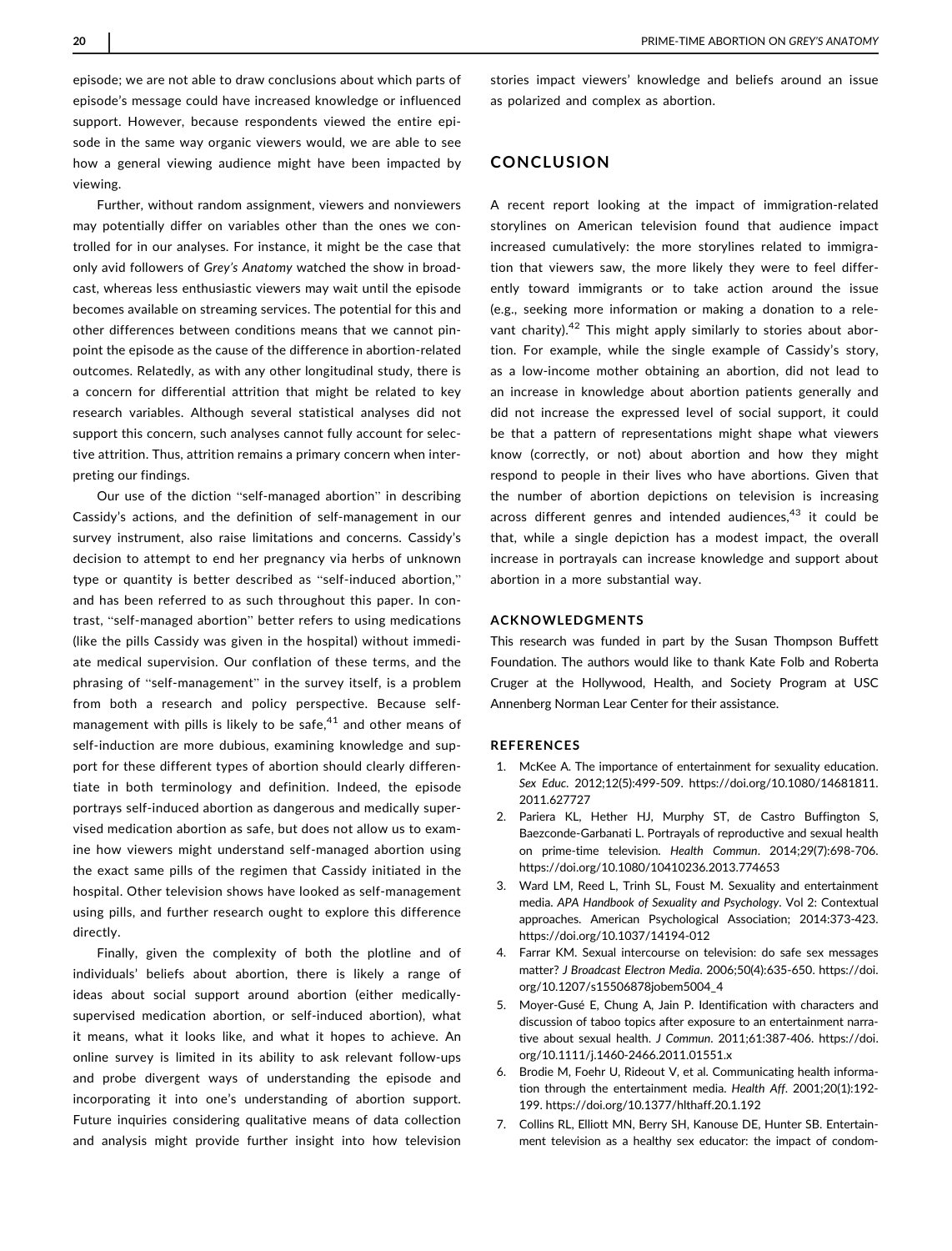episode; we are not able to draw conclusions about which parts of episode's message could have increased knowledge or influenced support. However, because respondents viewed the entire episode in the same way organic viewers would, we are able to see how a general viewing audience might have been impacted by viewing.

Further, without random assignment, viewers and nonviewers may potentially differ on variables other than the ones we controlled for in our analyses. For instance, it might be the case that only avid followers of *Grey's Anatomy* watched the show in broadcast, whereas less enthusiastic viewers may wait until the episode becomes available on streaming services. The potential for this and other differences between conditions means that we cannot pinpoint the episode as the cause of the difference in abortion-related outcomes. Relatedly, as with any other longitudinal study, there is a concern for differential attrition that might be related to key research variables. Although several statistical analyses did not support this concern, such analyses cannot fully account for selective attrition. Thus, attrition remains a primary concern when interpreting our findings.

Our use of the diction "self-managed abortion" in describing Cassidy's actions, and the definition of self-management in our survey instrument, also raise limitations and concerns. Cassidy's decision to attempt to end her pregnancy via herbs of unknown type or quantity is better described as "self-induced abortion," and has been referred to as such throughout this paper. In contrast, "self-managed abortion" better refers to using medications (like the pills Cassidy was given in the hospital) without immediate medical supervision. Our conflation of these terms, and the phrasing of "self-management" in the survey itself, is a problem from both a research and policy perspective. Because self-management with pills is likely to be safe,[41] and other means of self-induction are more dubious, examining knowledge and support for these different types of abortion should clearly differentiate in both terminology and definition. Indeed, the episode portrays self-induced abortion as dangerous and medically supervised medication abortion as safe, but does not allow us to examine how viewers might understand self-managed abortion using the exact same pills of the regimen that Cassidy initiated in the hospital. Other television shows have looked as self-management using pills, and further research ought to explore this difference directly.

Finally, given the complexity of both the plotline and of individuals' beliefs about abortion, there is likely a range of ideas about social support around abortion (either medically-supervised medication abortion, or self-induced abortion), what it means, what it looks like, and what it hopes to achieve. An online survey is limited in its ability to ask relevant follow-ups and probe divergent ways of understanding the episode and incorporating it into one's understanding of abortion support. Future inquiries considering qualitative means of data collection and analysis might provide further insight into how television stories impact viewers' knowledge and beliefs around an issue as polarized and complex as abortion.

## CONCLUSION

A recent report looking at the impact of immigration-related storylines on American television found that audience impact increased cumulatively: the more storylines related to immigration that viewers saw, the more likely they were to feel differently toward immigrants or to take action around the issue (e.g., seeking more information or making a donation to a relevant charity).[42] This might apply similarly to stories about abortion. For example, while the single example of Cassidy's story, as a low-income mother obtaining an abortion, did not lead to an increase in knowledge about abortion patients generally and did not increase the expressed level of social support, it could be that a pattern of representations might shape what viewers know (correctly, or not) about abortion and how they might respond to people in their lives who have abortions. Given that the number of abortion depictions on television is increasing across different genres and intended audiences,[43] it could be that, while a single depiction has a modest impact, the overall increase in portrayals can increase knowledge and support about abortion in a more substantial way.

### ACKNOWLEDGMENTS

This research was funded in part by the Susan Thompson Buffett Foundation. The authors would like to thank Kate Folb and Roberta Cruger at the Hollywood, Health, and Society Program at USC Annenberg Norman Lear Center for their assistance.

### REFERENCES

1. McKee A. The importance of entertainment for sexuality education. *Sex Educ*. 2012;12(5):499-509. https://doi.org/10.1080/14681811.2011.627727
2. Pariera KL, Hether HJ, Murphy ST, de Castro Buffington S, Baezconde-Garbanati L. Portrayals of reproductive and sexual health on prime-time television. *Health Commun*. 2014;29(7):698-706. https://doi.org/10.1080/10410236.2013.774653
3. Ward LM, Reed L, Trinh SL, Foust M. Sexuality and entertainment media. *APA Handbook of Sexuality and Psychology*. Vol 2: Contextual approaches. American Psychological Association; 2014:373-423. https://doi.org/10.1037/14194-012
4. Farrar KM. Sexual intercourse on television: do safe sex messages matter? *J Broadcast Electron Media*. 2006;50(4):635-650. https://doi.org/10.1207/s15506878jobem5004_4
5. Moyer-Gusé E, Chung A, Jain P. Identification with characters and discussion of taboo topics after exposure to an entertainment narrative about sexual health. *J Commun*. 2011;61:387-406. https://doi.org/10.1111/j.1460-2466.2011.01551.x
6. Brodie M, Foehr U, Rideout V, et al. Communicating health information through the entertainment media. *Health Aff*. 2001;20(1):192-199. https://doi.org/10.1377/hlthaff.20.1.192
7. Collins RL, Elliott MN, Berry SH, Kanouse DE, Hunter SB. Entertainment television as a healthy sex educator: the impact of condom-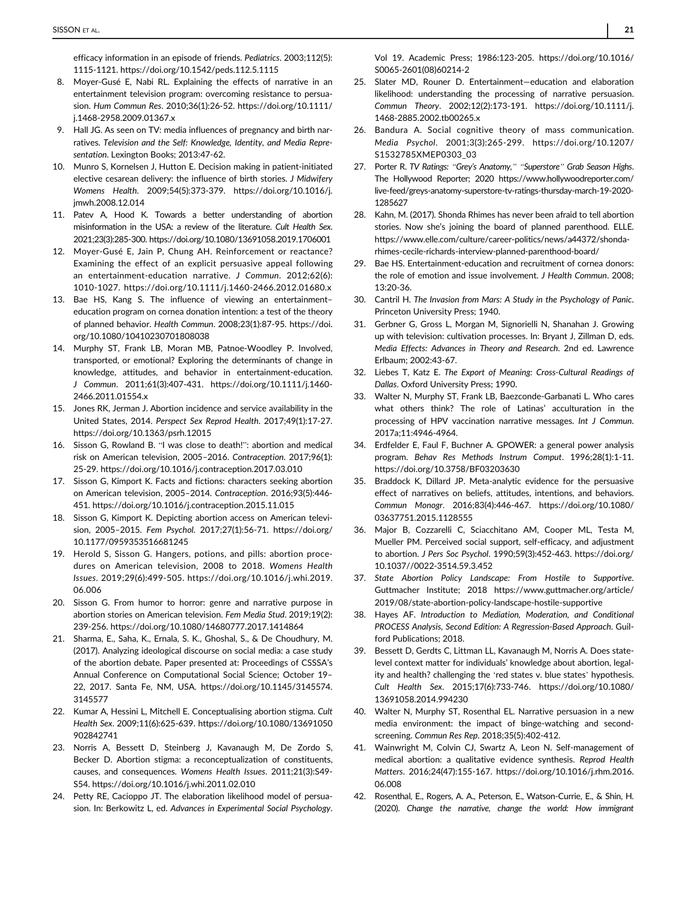efficacy information in an episode of friends. *Pediatrics*. 2003;112(5): 1115-1121. https://doi.org/10.1542/peds.112.5.1115

8. Moyer-Gusé E, Nabi RL. Explaining the effects of narrative in an entertainment television program: overcoming resistance to persuasion. *Hum Commun Res*. 2010;36(1):26-52. https://doi.org/10.1111/j.1468-2958.2009.01367.x
9. Hall JG. As seen on TV: media influences of pregnancy and birth narratives. *Television and the Self: Knowledge, Identity, and Media Representation*. Lexington Books; 2013:47-62.
10. Munro S, Kornelsen J, Hutton E. Decision making in patient-initiated elective cesarean delivery: the influence of birth stories. *J Midwifery Womens Health*. 2009;54(5):373-379. https://doi.org/10.1016/j.jmwh.2008.12.014
11. Patev A, Hood K. Towards a better understanding of abortion misinformation in the USA: a review of the literature. *Cult Health Sex*. 2021;23(3):285-300. https://doi.org/10.1080/13691058.2019.1706001
12. Moyer-Gusé E, Jain P, Chung AH. Reinforcement or reactance? Examining the effect of an explicit persuasive appeal following an entertainment-education narrative. *J Commun*. 2012;62(6): 1010-1027. https://doi.org/10.1111/j.1460-2466.2012.01680.x
13. Bae HS, Kang S. The influence of viewing an entertainment–education program on cornea donation intention: a test of the theory of planned behavior. *Health Commun*. 2008;23(1):87-95. https://doi.org/10.1080/10410230701808038
14. Murphy ST, Frank LB, Moran MB, Patnoe-Woodley P. Involved, transported, or emotional? Exploring the determinants of change in knowledge, attitudes, and behavior in entertainment-education. *J Commun*. 2011;61(3):407-431. https://doi.org/10.1111/j.1460-2466.2011.01554.x
15. Jones RK, Jerman J. Abortion incidence and service availability in the United States, 2014. *Perspect Sex Reprod Health*. 2017;49(1):17-27. https://doi.org/10.1363/psrh.12015
16. Sisson G, Rowland B. "I was close to death!": abortion and medical risk on American television, 2005–2016. *Contraception*. 2017;96(1): 25-29. https://doi.org/10.1016/j.contraception.2017.03.010
17. Sisson G, Kimport K. Facts and fictions: characters seeking abortion on American television, 2005–2014. *Contraception*. 2016;93(5):446-451. https://doi.org/10.1016/j.contraception.2015.11.015
18. Sisson G, Kimport K. Depicting abortion access on American television, 2005–2015. *Fem Psychol*. 2017;27(1):56-71. https://doi.org/10.1177/0959353516681245
19. Herold S, Sisson G. Hangers, potions, and pills: abortion procedures on American television, 2008 to 2018. *Womens Health Issues*. 2019;29(6):499-505. https://doi.org/10.1016/j.whi.2019.06.006
20. Sisson G. From humor to horror: genre and narrative purpose in abortion stories on American television. *Fem Media Stud*. 2019;19(2): 239-256. https://doi.org/10.1080/14680777.2017.1414864
21. Sharma, E., Saha, K., Ernala, S. K., Ghoshal, S., & De Choudhury, M. (2017). Analyzing ideological discourse on social media: a case study of the abortion debate. Paper presented at: Proceedings of CSSSA's Annual Conference on Computational Social Science; October 19–22, 2017. Santa Fe, NM, USA. https://doi.org/10.1145/3145574.3145577
22. Kumar A, Hessini L, Mitchell E. Conceptualising abortion stigma. *Cult Health Sex*. 2009;11(6):625-639. https://doi.org/10.1080/13691050902842741
23. Norris A, Bessett D, Steinberg J, Kavanaugh M, De Zordo S, Becker D. Abortion stigma: a reconceptualization of constituents, causes, and consequences. *Womens Health Issues*. 2011;21(3):S49-S54. https://doi.org/10.1016/j.whi.2011.02.010
24. Petty RE, Cacioppo JT. The elaboration likelihood model of persuasion. In: Berkowitz L, ed. *Advances in Experimental Social Psychology*. Vol 19. Academic Press; 1986:123-205. https://doi.org/10.1016/S0065-2601(08)60214-2
25. Slater MD, Rouner D. Entertainment—education and elaboration likelihood: understanding the processing of narrative persuasion. *Commun Theory*. 2002;12(2):173-191. https://doi.org/10.1111/j.1468-2885.2002.tb00265.x
26. Bandura A. Social cognitive theory of mass communication. *Media Psychol*. 2001;3(3):265-299. https://doi.org/10.1207/S1532785XMEP0303_03
27. Porter R. *TV Ratings: "Grey's Anatomy," "Superstore" Grab Season Highs*. The Hollywood Reporter; 2020 https://www.hollywoodreporter.com/live-feed/greys-anatomy-superstore-tv-ratings-thursday-march-19-2020-1285627
28. Kahn, M. (2017). Shonda Rhimes has never been afraid to tell abortion stories. Now she's joining the board of planned parenthood. ELLE. https://www.elle.com/culture/career-politics/news/a44372/shonda-rhimes-cecile-richards-interview-planned-parenthood-board/
29. Bae HS. Entertainment-education and recruitment of cornea donors: the role of emotion and issue involvement. *J Health Commun*. 2008; 13:20-36.
30. Cantril H. *The Invasion from Mars: A Study in the Psychology of Panic*. Princeton University Press; 1940.
31. Gerbner G, Gross L, Morgan M, Signorielli N, Shanahan J. Growing up with television: cultivation processes. In: Bryant J, Zillman D, eds. *Media Effects: Advances in Theory and Research*. 2nd ed. Lawrence Erlbaum; 2002:43-67.
32. Liebes T, Katz E. *The Export of Meaning: Cross-Cultural Readings of Dallas*. Oxford University Press; 1990.
33. Walter N, Murphy ST, Frank LB, Baezconde-Garbanati L. Who cares what others think? The role of Latinas' acculturation in the processing of HPV vaccination narrative messages. *Int J Commun*. 2017a;11:4946-4964.
34. Erdfelder E, Faul F, Buchner A. GPOWER: a general power analysis program. *Behav Res Methods Instrum Comput*. 1996;28(1):1-11. https://doi.org/10.3758/BF03203630
35. Braddock K, Dillard JP. Meta-analytic evidence for the persuasive effect of narratives on beliefs, attitudes, intentions, and behaviors. *Commun Monogr*. 2016;83(4):446-467. https://doi.org/10.1080/03637751.2015.1128555
36. Major B, Cozzarelli C, Sciacchitano AM, Cooper ML, Testa M, Mueller PM. Perceived social support, self-efficacy, and adjustment to abortion. *J Pers Soc Psychol*. 1990;59(3):452-463. https://doi.org/10.1037//0022-3514.59.3.452
37. *State Abortion Policy Landscape: From Hostile to Supportive*. Guttmacher Institute; 2018 https://www.guttmacher.org/article/2019/08/state-abortion-policy-landscape-hostile-supportive
38. Hayes AF. *Introduction to Mediation, Moderation, and Conditional PROCESS Analysis, Second Edition: A Regression-Based Approach*. Guilford Publications; 2018.
39. Bessett D, Gerdts C, Littman LL, Kavanaugh M, Norris A. Does state-level context matter for individuals' knowledge about abortion, legality and health? challenging the 'red states v. blue states' hypothesis. *Cult Health Sex*. 2015;17(6):733-746. https://doi.org/10.1080/13691058.2014.994230
40. Walter N, Murphy ST, Rosenthal EL. Narrative persuasion in a new media environment: the impact of binge-watching and second-screening. *Commun Res Rep*. 2018;35(5):402-412.
41. Wainwright M, Colvin CJ, Swartz A, Leon N. Self-management of medical abortion: a qualitative evidence synthesis. *Reprod Health Matters*. 2016;24(47):155-167. https://doi.org/10.1016/j.rhm.2016.06.008
42. Rosenthal, E., Rogers, A. A., Peterson, E., Watson-Currie, E., & Shin, H. (2020). *Change the narrative, change the world: How immigrant*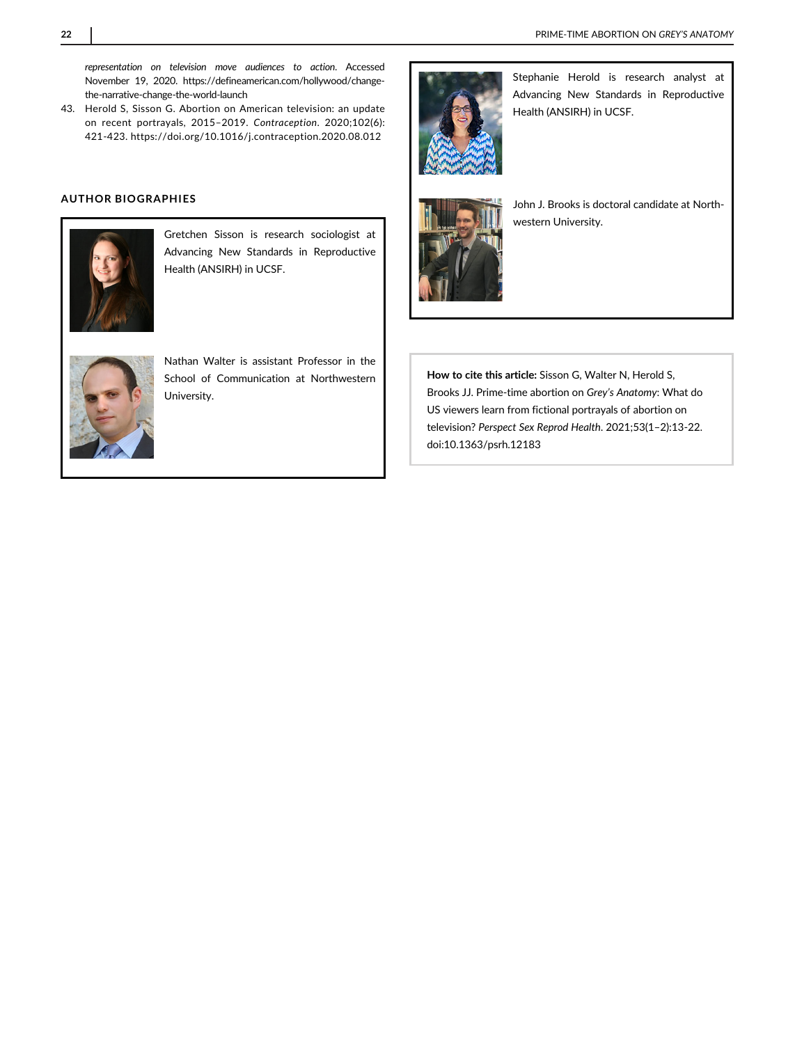*representation on television move audiences to action*. Accessed November 19, 2020. https://defineamerican.com/hollywood/change-the-narrative-change-the-world-launch

43. Herold S, Sisson G. Abortion on American television: an update on recent portrayals, 2015–2019. *Contraception*. 2020;102(6): 421-423. https://doi.org/10.1016/j.contraception.2020.08.012

## AUTHOR BIOGRAPHIES

Gretchen Sisson is research sociologist at Advancing New Standards in Reproductive Health (ANSIRH) in UCSF.

Nathan Walter is assistant Professor in the School of Communication at Northwestern University.

Stephanie Herold is research analyst at Advancing New Standards in Reproductive Health (ANSIRH) in UCSF.

John J. Brooks is doctoral candidate at Northwestern University.

**How to cite this article:** Sisson G, Walter N, Herold S, Brooks JJ. Prime-time abortion on *Grey's Anatomy*: What do US viewers learn from fictional portrayals of abortion on television? *Perspect Sex Reprod Health*. 2021;53(1–2):13-22. doi:10.1363/psrh.12183